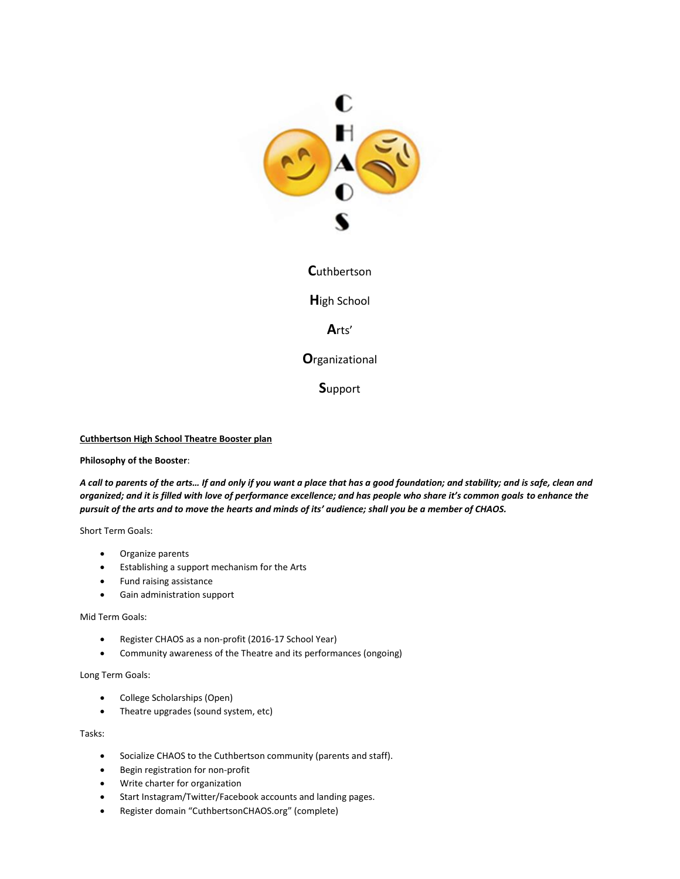**C**uthbertson

**H**igh School

**A**rts'

**O**rganizational

**S**upport

**<u>Cuthbertson High School Theatre Booster plan</u>**

**Philosophy of the Booster**:

***A call to parents of the arts… If and only if you want a place that has a good foundation; and stability; and is safe, clean and organized; and it is filled with love of performance excellence; and has people who share it's common goals to enhance the pursuit of the arts and to move the hearts and minds of its' audience; shall you be a member of CHAOS.***

Short Term Goals:

- Organize parents
- Establishing a support mechanism for the Arts
- Fund raising assistance
- Gain administration support

Mid Term Goals:

- Register CHAOS as a non-profit (2016-17 School Year)
- Community awareness of the Theatre and its performances (ongoing)

Long Term Goals:

- College Scholarships (Open)
- Theatre upgrades (sound system, etc)

Tasks:

- Socialize CHAOS to the Cuthbertson community (parents and staff).
- Begin registration for non-profit
- Write charter for organization
- Start Instagram/Twitter/Facebook accounts and landing pages.
- Register domain "CuthbertsonCHAOS.org" (complete)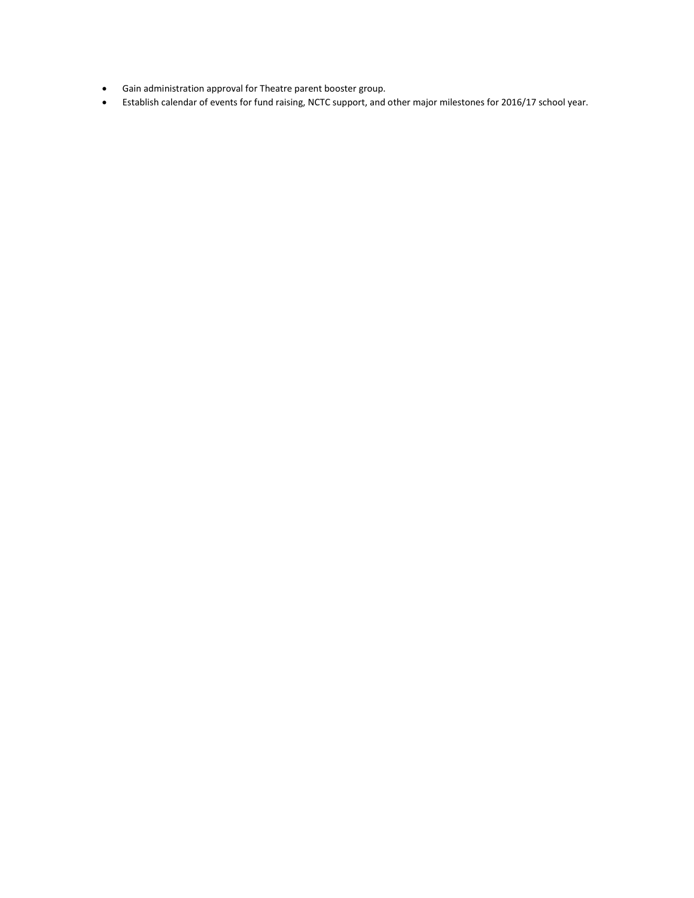- Gain administration approval for Theatre parent booster group.
- Establish calendar of events for fund raising, NCTC support, and other major milestones for 2016/17 school year.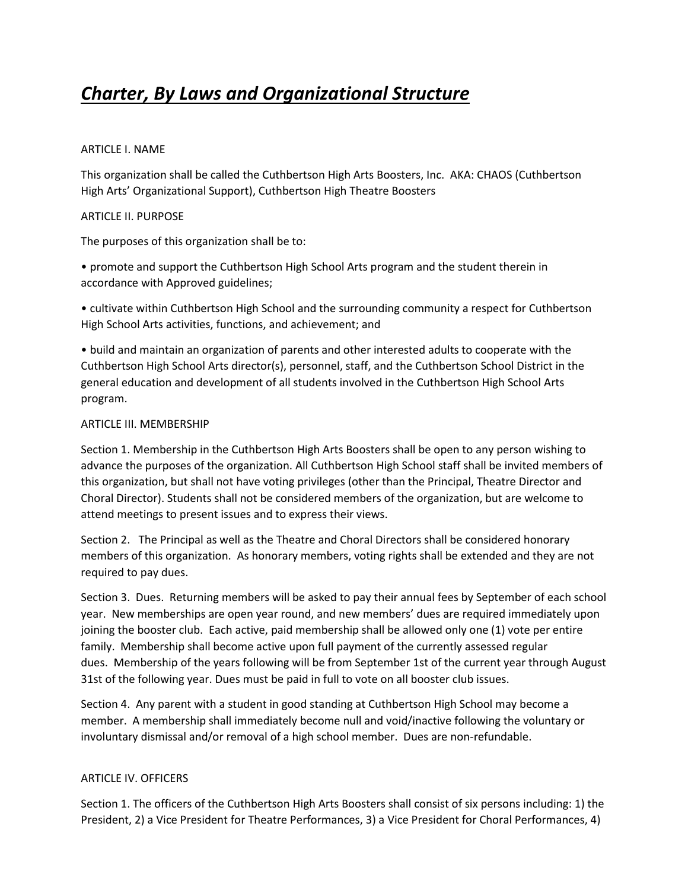# ***Charter, By Laws and Organizational Structure***

ARTICLE I. NAME

This organization shall be called the Cuthbertson High Arts Boosters, Inc. AKA: CHAOS (Cuthbertson High Arts' Organizational Support), Cuthbertson High Theatre Boosters

ARTICLE II. PURPOSE

The purposes of this organization shall be to:

• promote and support the Cuthbertson High School Arts program and the student therein in accordance with Approved guidelines;

• cultivate within Cuthbertson High School and the surrounding community a respect for Cuthbertson High School Arts activities, functions, and achievement; and

• build and maintain an organization of parents and other interested adults to cooperate with the Cuthbertson High School Arts director(s), personnel, staff, and the Cuthbertson School District in the general education and development of all students involved in the Cuthbertson High School Arts program.

ARTICLE III. MEMBERSHIP

Section 1. Membership in the Cuthbertson High Arts Boosters shall be open to any person wishing to advance the purposes of the organization. All Cuthbertson High School staff shall be invited members of this organization, but shall not have voting privileges (other than the Principal, Theatre Director and Choral Director). Students shall not be considered members of the organization, but are welcome to attend meetings to present issues and to express their views.

Section 2. The Principal as well as the Theatre and Choral Directors shall be considered honorary members of this organization. As honorary members, voting rights shall be extended and they are not required to pay dues.

Section 3. Dues. Returning members will be asked to pay their annual fees by September of each school year. New memberships are open year round, and new members' dues are required immediately upon joining the booster club. Each active, paid membership shall be allowed only one (1) vote per entire family. Membership shall become active upon full payment of the currently assessed regular dues. Membership of the years following will be from September 1st of the current year through August 31st of the following year. Dues must be paid in full to vote on all booster club issues.

Section 4. Any parent with a student in good standing at Cuthbertson High School may become a member. A membership shall immediately become null and void/inactive following the voluntary or involuntary dismissal and/or removal of a high school member. Dues are non-refundable.

ARTICLE IV. OFFICERS

Section 1. The officers of the Cuthbertson High Arts Boosters shall consist of six persons including: 1) the President, 2) a Vice President for Theatre Performances, 3) a Vice President for Choral Performances, 4)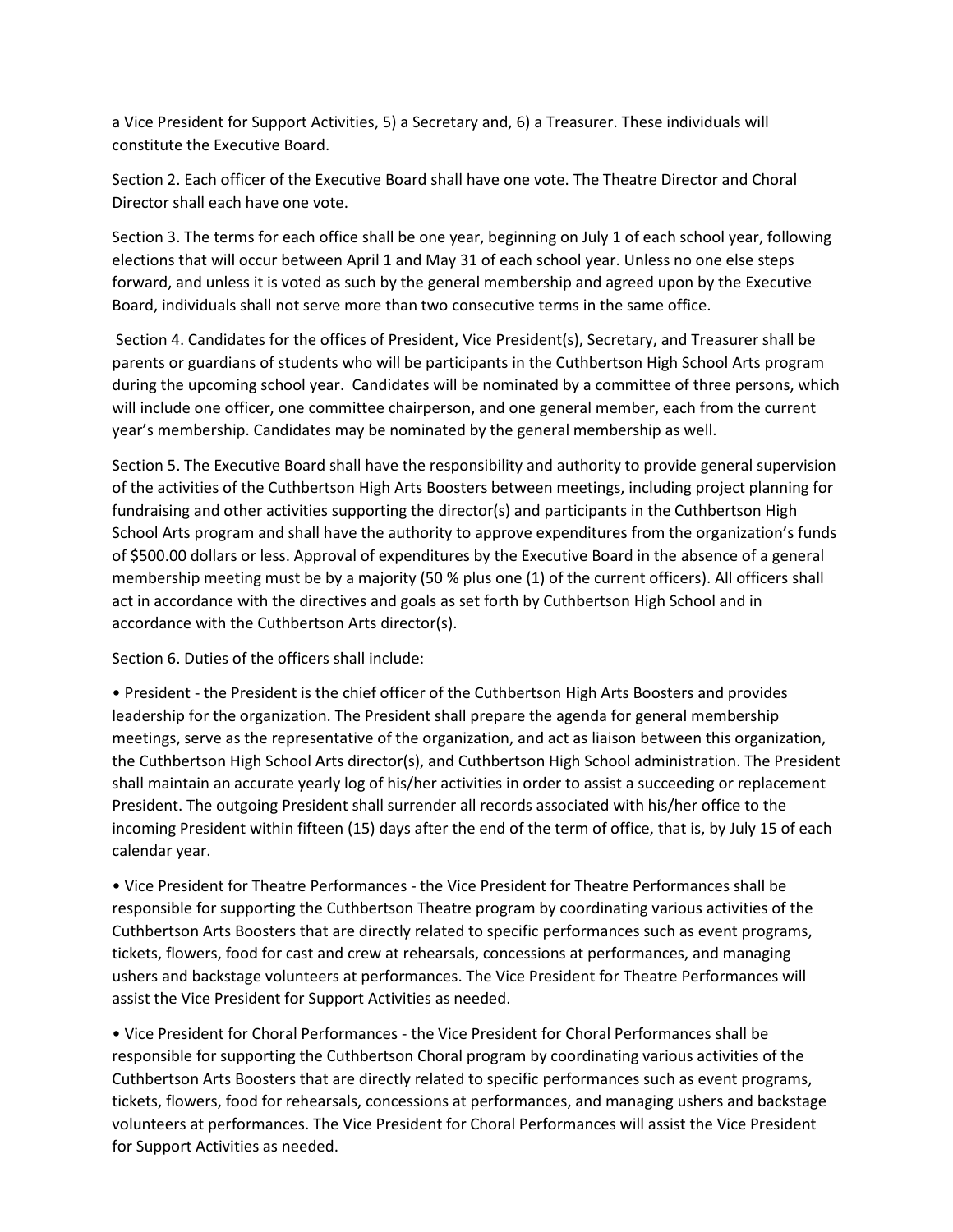a Vice President for Support Activities, 5) a Secretary and, 6) a Treasurer. These individuals will constitute the Executive Board.

Section 2. Each officer of the Executive Board shall have one vote. The Theatre Director and Choral Director shall each have one vote.

Section 3. The terms for each office shall be one year, beginning on July 1 of each school year, following elections that will occur between April 1 and May 31 of each school year. Unless no one else steps forward, and unless it is voted as such by the general membership and agreed upon by the Executive Board, individuals shall not serve more than two consecutive terms in the same office.

Section 4. Candidates for the offices of President, Vice President(s), Secretary, and Treasurer shall be parents or guardians of students who will be participants in the Cuthbertson High School Arts program during the upcoming school year. Candidates will be nominated by a committee of three persons, which will include one officer, one committee chairperson, and one general member, each from the current year's membership. Candidates may be nominated by the general membership as well.

Section 5. The Executive Board shall have the responsibility and authority to provide general supervision of the activities of the Cuthbertson High Arts Boosters between meetings, including project planning for fundraising and other activities supporting the director(s) and participants in the Cuthbertson High School Arts program and shall have the authority to approve expenditures from the organization's funds of $500.00 dollars or less. Approval of expenditures by the Executive Board in the absence of a general membership meeting must be by a majority (50 % plus one (1) of the current officers). All officers shall act in accordance with the directives and goals as set forth by Cuthbertson High School and in accordance with the Cuthbertson Arts director(s).

Section 6. Duties of the officers shall include:

- President - the President is the chief officer of the Cuthbertson High Arts Boosters and provides leadership for the organization. The President shall prepare the agenda for general membership meetings, serve as the representative of the organization, and act as liaison between this organization, the Cuthbertson High School Arts director(s), and Cuthbertson High School administration. The President shall maintain an accurate yearly log of his/her activities in order to assist a succeeding or replacement President. The outgoing President shall surrender all records associated with his/her office to the incoming President within fifteen (15) days after the end of the term of office, that is, by July 15 of each calendar year.

- Vice President for Theatre Performances - the Vice President for Theatre Performances shall be responsible for supporting the Cuthbertson Theatre program by coordinating various activities of the Cuthbertson Arts Boosters that are directly related to specific performances such as event programs, tickets, flowers, food for cast and crew at rehearsals, concessions at performances, and managing ushers and backstage volunteers at performances. The Vice President for Theatre Performances will assist the Vice President for Support Activities as needed.

- Vice President for Choral Performances - the Vice President for Choral Performances shall be responsible for supporting the Cuthbertson Choral program by coordinating various activities of the Cuthbertson Arts Boosters that are directly related to specific performances such as event programs, tickets, flowers, food for rehearsals, concessions at performances, and managing ushers and backstage volunteers at performances. The Vice President for Choral Performances will assist the Vice President for Support Activities as needed.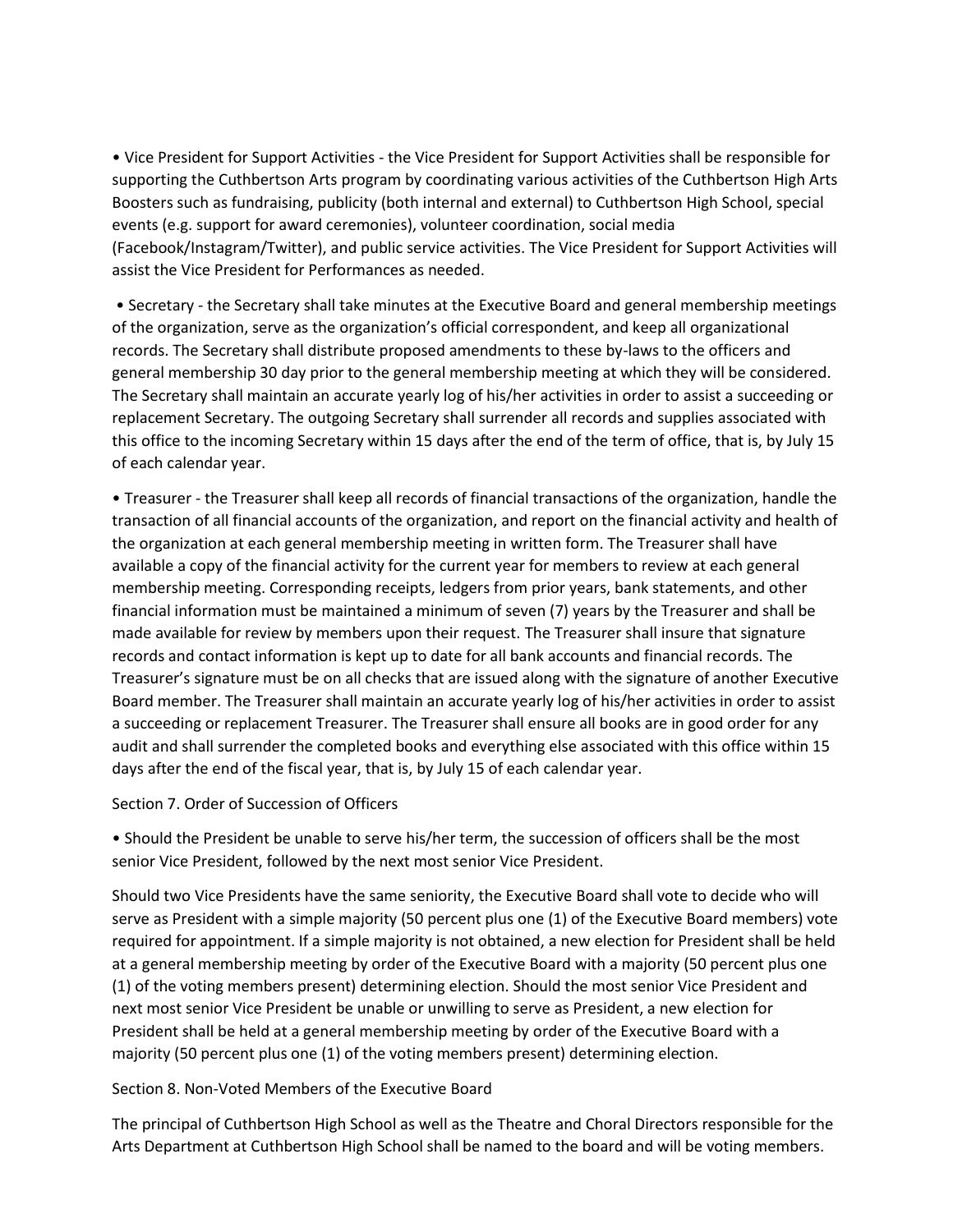- Vice President for Support Activities - the Vice President for Support Activities shall be responsible for supporting the Cuthbertson Arts program by coordinating various activities of the Cuthbertson High Arts Boosters such as fundraising, publicity (both internal and external) to Cuthbertson High School, special events (e.g. support for award ceremonies), volunteer coordination, social media (Facebook/Instagram/Twitter), and public service activities. The Vice President for Support Activities will assist the Vice President for Performances as needed.

- Secretary - the Secretary shall take minutes at the Executive Board and general membership meetings of the organization, serve as the organization's official correspondent, and keep all organizational records. The Secretary shall distribute proposed amendments to these by-laws to the officers and general membership 30 day prior to the general membership meeting at which they will be considered. The Secretary shall maintain an accurate yearly log of his/her activities in order to assist a succeeding or replacement Secretary. The outgoing Secretary shall surrender all records and supplies associated with this office to the incoming Secretary within 15 days after the end of the term of office, that is, by July 15 of each calendar year.

- Treasurer - the Treasurer shall keep all records of financial transactions of the organization, handle the transaction of all financial accounts of the organization, and report on the financial activity and health of the organization at each general membership meeting in written form. The Treasurer shall have available a copy of the financial activity for the current year for members to review at each general membership meeting. Corresponding receipts, ledgers from prior years, bank statements, and other financial information must be maintained a minimum of seven (7) years by the Treasurer and shall be made available for review by members upon their request. The Treasurer shall insure that signature records and contact information is kept up to date for all bank accounts and financial records. The Treasurer's signature must be on all checks that are issued along with the signature of another Executive Board member. The Treasurer shall maintain an accurate yearly log of his/her activities in order to assist a succeeding or replacement Treasurer. The Treasurer shall ensure all books are in good order for any audit and shall surrender the completed books and everything else associated with this office within 15 days after the end of the fiscal year, that is, by July 15 of each calendar year.

Section 7. Order of Succession of Officers

- Should the President be unable to serve his/her term, the succession of officers shall be the most senior Vice President, followed by the next most senior Vice President.

Should two Vice Presidents have the same seniority, the Executive Board shall vote to decide who will serve as President with a simple majority (50 percent plus one (1) of the Executive Board members) vote required for appointment. If a simple majority is not obtained, a new election for President shall be held at a general membership meeting by order of the Executive Board with a majority (50 percent plus one (1) of the voting members present) determining election. Should the most senior Vice President and next most senior Vice President be unable or unwilling to serve as President, a new election for President shall be held at a general membership meeting by order of the Executive Board with a majority (50 percent plus one (1) of the voting members present) determining election.

Section 8. Non-Voted Members of the Executive Board

The principal of Cuthbertson High School as well as the Theatre and Choral Directors responsible for the Arts Department at Cuthbertson High School shall be named to the board and will be voting members.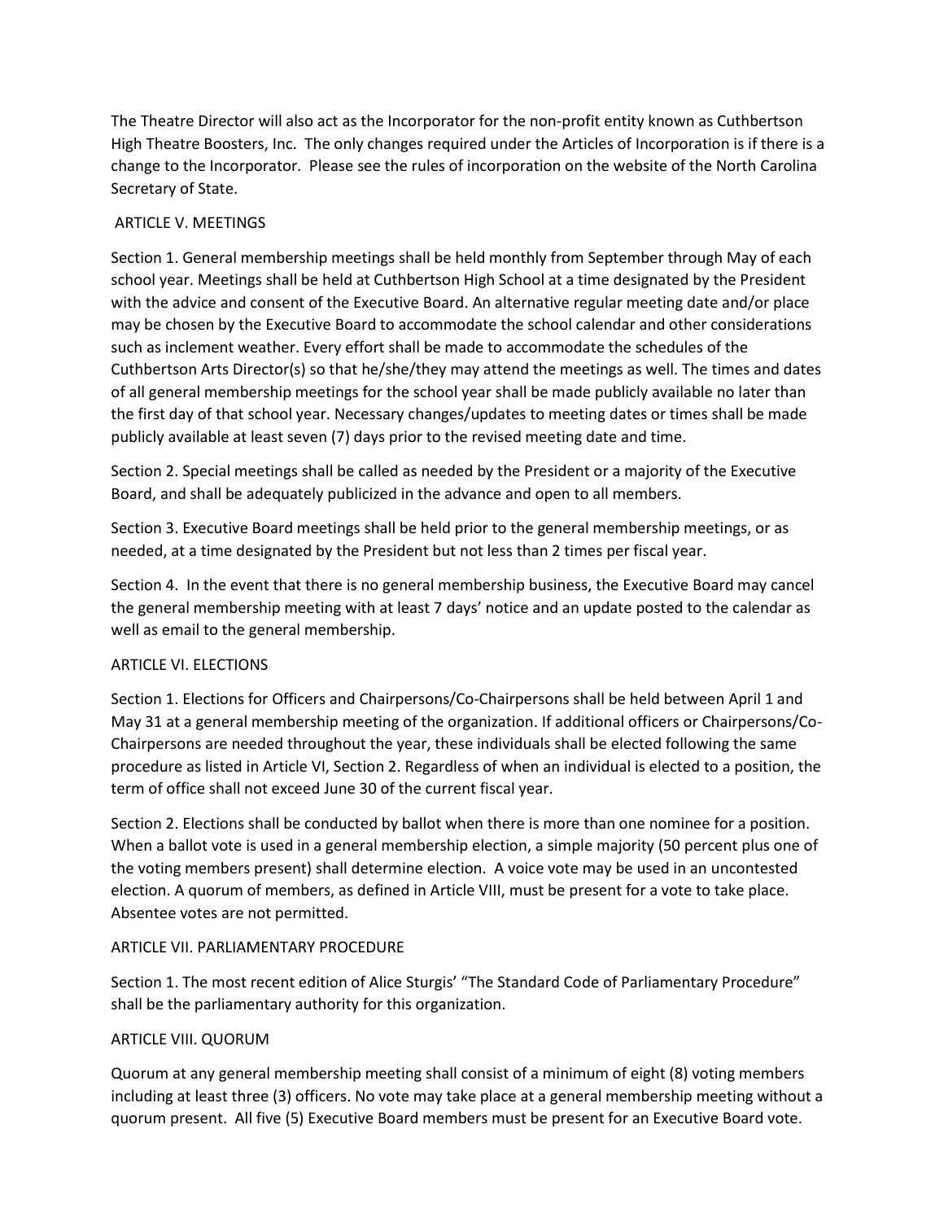The Theatre Director will also act as the Incorporator for the non-profit entity known as Cuthbertson High Theatre Boosters, Inc. The only changes required under the Articles of Incorporation is if there is a change to the Incorporator. Please see the rules of incorporation on the website of the North Carolina Secretary of State.

## ARTICLE V. MEETINGS

Section 1. General membership meetings shall be held monthly from September through May of each school year. Meetings shall be held at Cuthbertson High School at a time designated by the President with the advice and consent of the Executive Board. An alternative regular meeting date and/or place may be chosen by the Executive Board to accommodate the school calendar and other considerations such as inclement weather. Every effort shall be made to accommodate the schedules of the Cuthbertson Arts Director(s) so that he/she/they may attend the meetings as well. The times and dates of all general membership meetings for the school year shall be made publicly available no later than the first day of that school year. Necessary changes/updates to meeting dates or times shall be made publicly available at least seven (7) days prior to the revised meeting date and time.

Section 2. Special meetings shall be called as needed by the President or a majority of the Executive Board, and shall be adequately publicized in the advance and open to all members.

Section 3. Executive Board meetings shall be held prior to the general membership meetings, or as needed, at a time designated by the President but not less than 2 times per fiscal year.

Section 4. In the event that there is no general membership business, the Executive Board may cancel the general membership meeting with at least 7 days' notice and an update posted to the calendar as well as email to the general membership.

## ARTICLE VI. ELECTIONS

Section 1. Elections for Officers and Chairpersons/Co-Chairpersons shall be held between April 1 and May 31 at a general membership meeting of the organization. If additional officers or Chairpersons/Co-Chairpersons are needed throughout the year, these individuals shall be elected following the same procedure as listed in Article VI, Section 2. Regardless of when an individual is elected to a position, the term of office shall not exceed June 30 of the current fiscal year.

Section 2. Elections shall be conducted by ballot when there is more than one nominee for a position. When a ballot vote is used in a general membership election, a simple majority (50 percent plus one of the voting members present) shall determine election. A voice vote may be used in an uncontested election. A quorum of members, as defined in Article VIII, must be present for a vote to take place. Absentee votes are not permitted.

## ARTICLE VII. PARLIAMENTARY PROCEDURE

Section 1. The most recent edition of Alice Sturgis' "The Standard Code of Parliamentary Procedure" shall be the parliamentary authority for this organization.

## ARTICLE VIII. QUORUM

Quorum at any general membership meeting shall consist of a minimum of eight (8) voting members including at least three (3) officers. No vote may take place at a general membership meeting without a quorum present. All five (5) Executive Board members must be present for an Executive Board vote.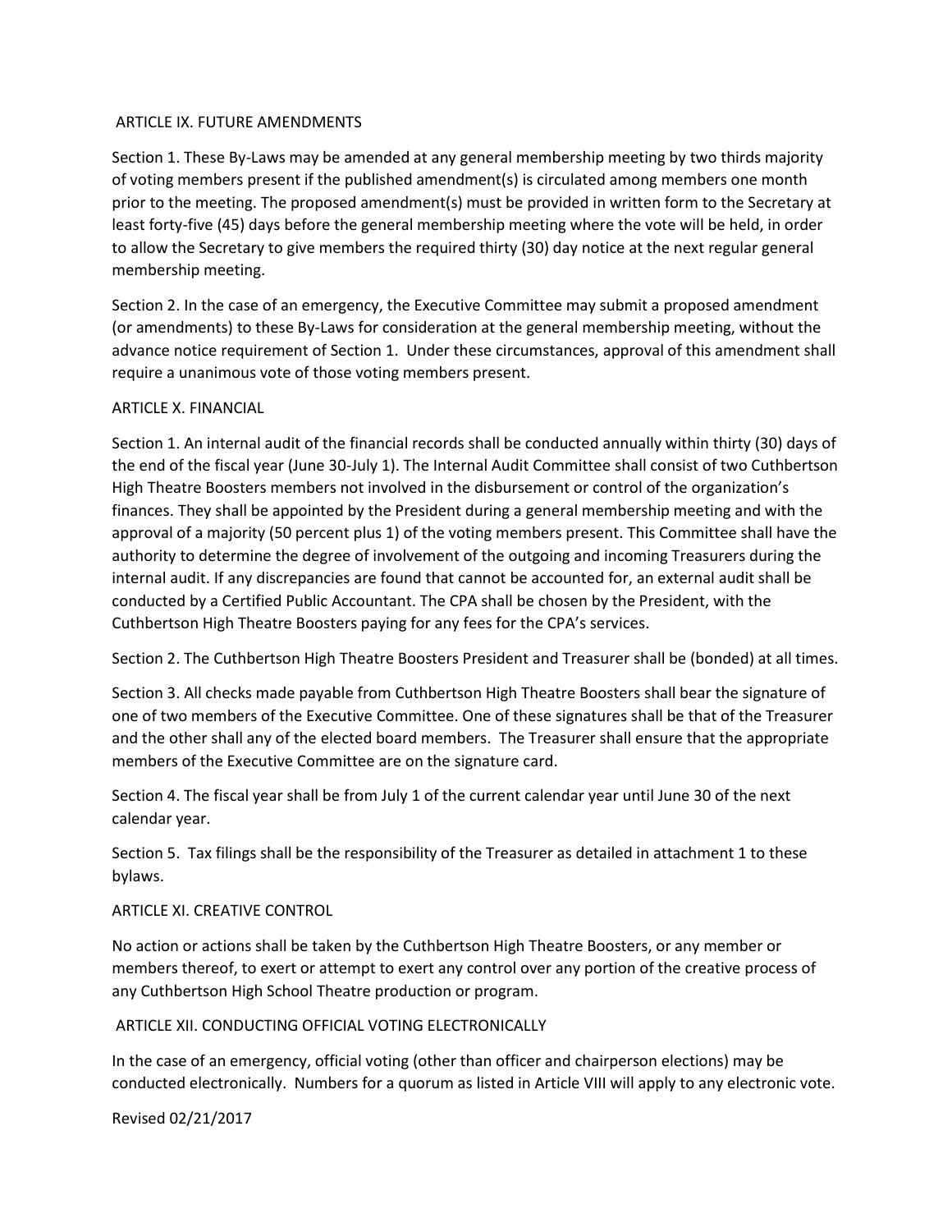## ARTICLE IX. FUTURE AMENDMENTS

Section 1. These By-Laws may be amended at any general membership meeting by two thirds majority of voting members present if the published amendment(s) is circulated among members one month prior to the meeting. The proposed amendment(s) must be provided in written form to the Secretary at least forty-five (45) days before the general membership meeting where the vote will be held, in order to allow the Secretary to give members the required thirty (30) day notice at the next regular general membership meeting.

Section 2. In the case of an emergency, the Executive Committee may submit a proposed amendment (or amendments) to these By-Laws for consideration at the general membership meeting, without the advance notice requirement of Section 1. Under these circumstances, approval of this amendment shall require a unanimous vote of those voting members present.

## ARTICLE X. FINANCIAL

Section 1. An internal audit of the financial records shall be conducted annually within thirty (30) days of the end of the fiscal year (June 30-July 1). The Internal Audit Committee shall consist of two Cuthbertson High Theatre Boosters members not involved in the disbursement or control of the organization's finances. They shall be appointed by the President during a general membership meeting and with the approval of a majority (50 percent plus 1) of the voting members present. This Committee shall have the authority to determine the degree of involvement of the outgoing and incoming Treasurers during the internal audit. If any discrepancies are found that cannot be accounted for, an external audit shall be conducted by a Certified Public Accountant. The CPA shall be chosen by the President, with the Cuthbertson High Theatre Boosters paying for any fees for the CPA's services.

Section 2. The Cuthbertson High Theatre Boosters President and Treasurer shall be (bonded) at all times.

Section 3. All checks made payable from Cuthbertson High Theatre Boosters shall bear the signature of one of two members of the Executive Committee. One of these signatures shall be that of the Treasurer and the other shall any of the elected board members. The Treasurer shall ensure that the appropriate members of the Executive Committee are on the signature card.

Section 4. The fiscal year shall be from July 1 of the current calendar year until June 30 of the next calendar year.

Section 5. Tax filings shall be the responsibility of the Treasurer as detailed in attachment 1 to these bylaws.

## ARTICLE XI. CREATIVE CONTROL

No action or actions shall be taken by the Cuthbertson High Theatre Boosters, or any member or members thereof, to exert or attempt to exert any control over any portion of the creative process of any Cuthbertson High School Theatre production or program.

## ARTICLE XII. CONDUCTING OFFICIAL VOTING ELECTRONICALLY

In the case of an emergency, official voting (other than officer and chairperson elections) may be conducted electronically. Numbers for a quorum as listed in Article VIII will apply to any electronic vote.

Revised 02/21/2017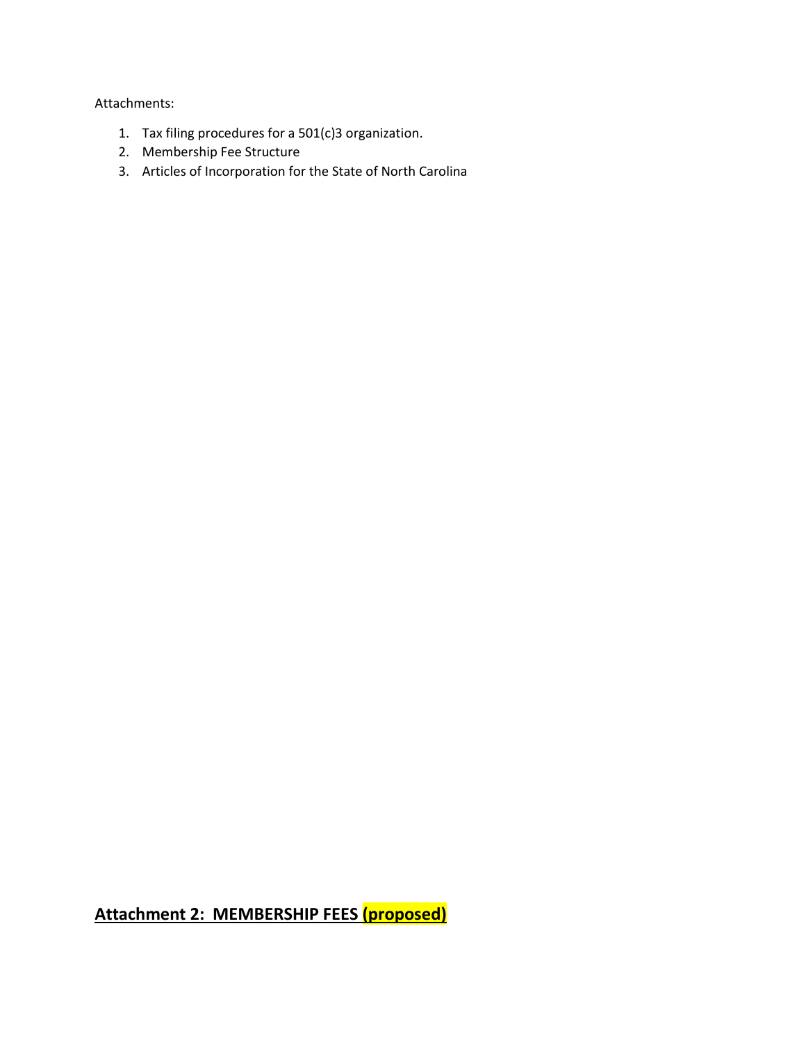Attachments:

1. Tax filing procedures for a 501(c)3 organization.
2. Membership Fee Structure
3. Articles of Incorporation for the State of North Carolina

## Attachment 2: MEMBERSHIP FEES (proposed)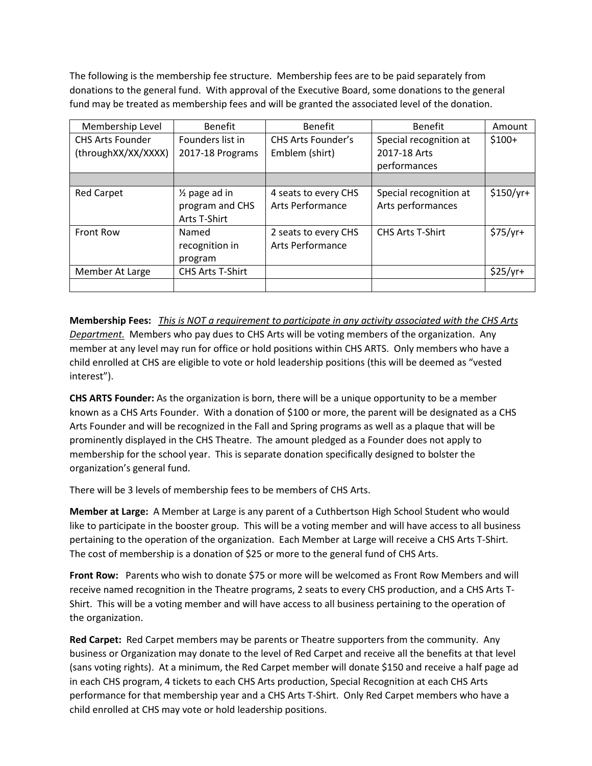The following is the membership fee structure. Membership fees are to be paid separately from donations to the general fund. With approval of the Executive Board, some donations to the general fund may be treated as membership fees and will be granted the associated level of the donation.

| Membership Level | Benefit | Benefit | Benefit | Amount |
|---|---|---|---|---|
| CHS Arts Founder (throughXX/XX/XXXX) | Founders list in 2017-18 Programs | CHS Arts Founder's Emblem (shirt) | Special recognition at 2017-18 Arts performances | $100+ |
| | | | | |
| Red Carpet | ½ page ad in program and CHS Arts T-Shirt | 4 seats to every CHS Arts Performance | Special recognition at Arts performances | $150/yr+ |
| Front Row | Named recognition in program | 2 seats to every CHS Arts Performance | CHS Arts T-Shirt | $75/yr+ |
| Member At Large | CHS Arts T-Shirt | | | $25/yr+ |
| | | | | |

**Membership Fees:** *This is NOT a requirement to participate in any activity associated with the CHS Arts Department.* Members who pay dues to CHS Arts will be voting members of the organization. Any member at any level may run for office or hold positions within CHS ARTS. Only members who have a child enrolled at CHS are eligible to vote or hold leadership positions (this will be deemed as "vested interest").

**CHS ARTS Founder:** As the organization is born, there will be a unique opportunity to be a member known as a CHS Arts Founder. With a donation of $100 or more, the parent will be designated as a CHS Arts Founder and will be recognized in the Fall and Spring programs as well as a plaque that will be prominently displayed in the CHS Theatre. The amount pledged as a Founder does not apply to membership for the school year. This is separate donation specifically designed to bolster the organization's general fund.

There will be 3 levels of membership fees to be members of CHS Arts.

**Member at Large:** A Member at Large is any parent of a Cuthbertson High School Student who would like to participate in the booster group. This will be a voting member and will have access to all business pertaining to the operation of the organization. Each Member at Large will receive a CHS Arts T-Shirt. The cost of membership is a donation of $25 or more to the general fund of CHS Arts.

**Front Row:** Parents who wish to donate $75 or more will be welcomed as Front Row Members and will receive named recognition in the Theatre programs, 2 seats to every CHS production, and a CHS Arts T-Shirt. This will be a voting member and will have access to all business pertaining to the operation of the organization.

**Red Carpet:** Red Carpet members may be parents or Theatre supporters from the community. Any business or Organization may donate to the level of Red Carpet and receive all the benefits at that level (sans voting rights). At a minimum, the Red Carpet member will donate $150 and receive a half page ad in each CHS program, 4 tickets to each CHS Arts production, Special Recognition at each CHS Arts performance for that membership year and a CHS Arts T-Shirt. Only Red Carpet members who have a child enrolled at CHS may vote or hold leadership positions.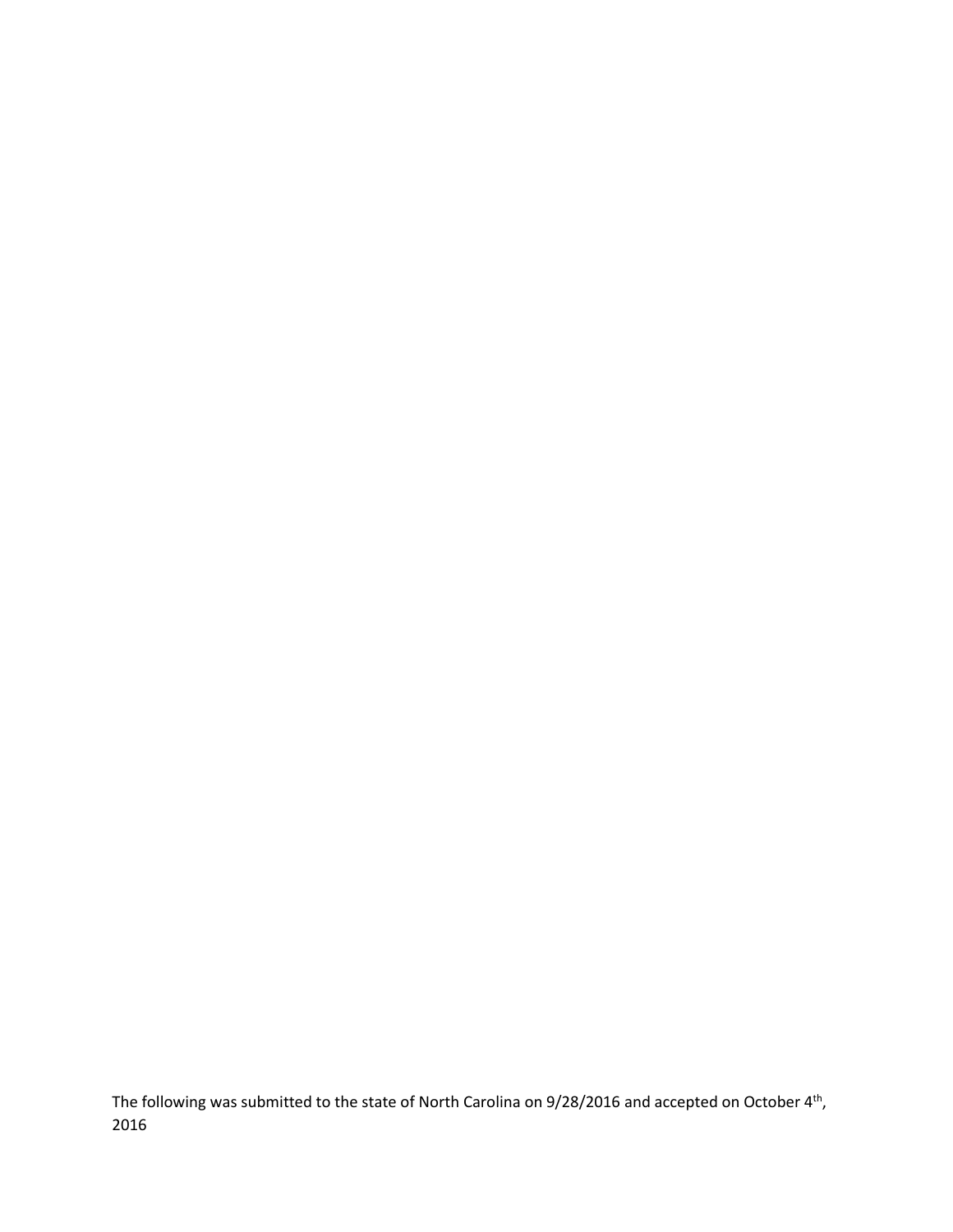The following was submitted to the state of North Carolina on 9/28/2016 and accepted on October 4th, 2016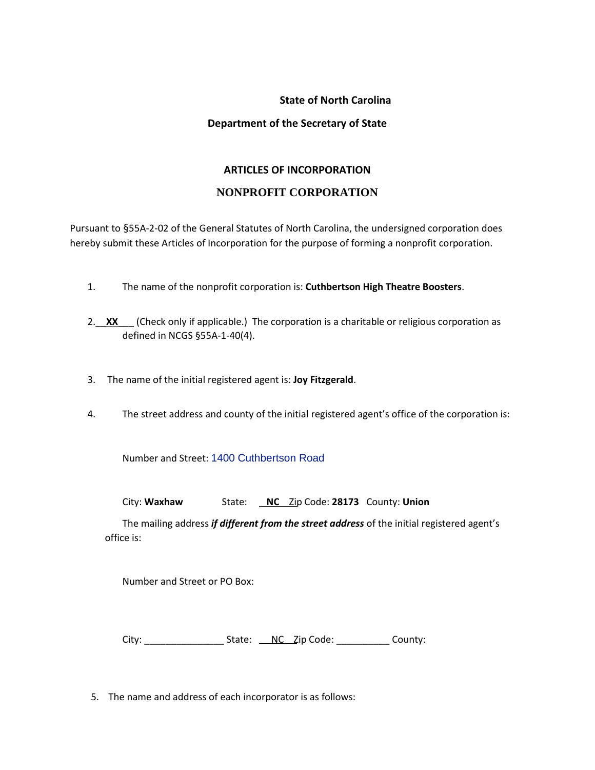**State of North Carolina**

**Department of the Secretary of State**

**ARTICLES OF INCORPORATION**

**NONPROFIT CORPORATION**

Pursuant to §55A-2-02 of the General Statutes of North Carolina, the undersigned corporation does hereby submit these Articles of Incorporation for the purpose of forming a nonprofit corporation.

1. The name of the nonprofit corporation is: **Cuthbertson High Theatre Boosters**.

2. __**XX**___ (Check only if applicable.) The corporation is a charitable or religious corporation as defined in NCGS §55A-1-40(4).

3. The name of the initial registered agent is: **Joy Fitzgerald**.

4. The street address and county of the initial registered agent's office of the corporation is:

   Number and Street: 1400 Cuthbertson Road

   City: **Waxhaw** State: __**NC**__ Zip Code: **28173** County: **Union**

   The mailing address ***if different from the street address*** of the initial registered agent's office is:

   Number and Street or PO Box:

   City: _______________ State: __NC__ Zip Code: __________ County:

5. The name and address of each incorporator is as follows: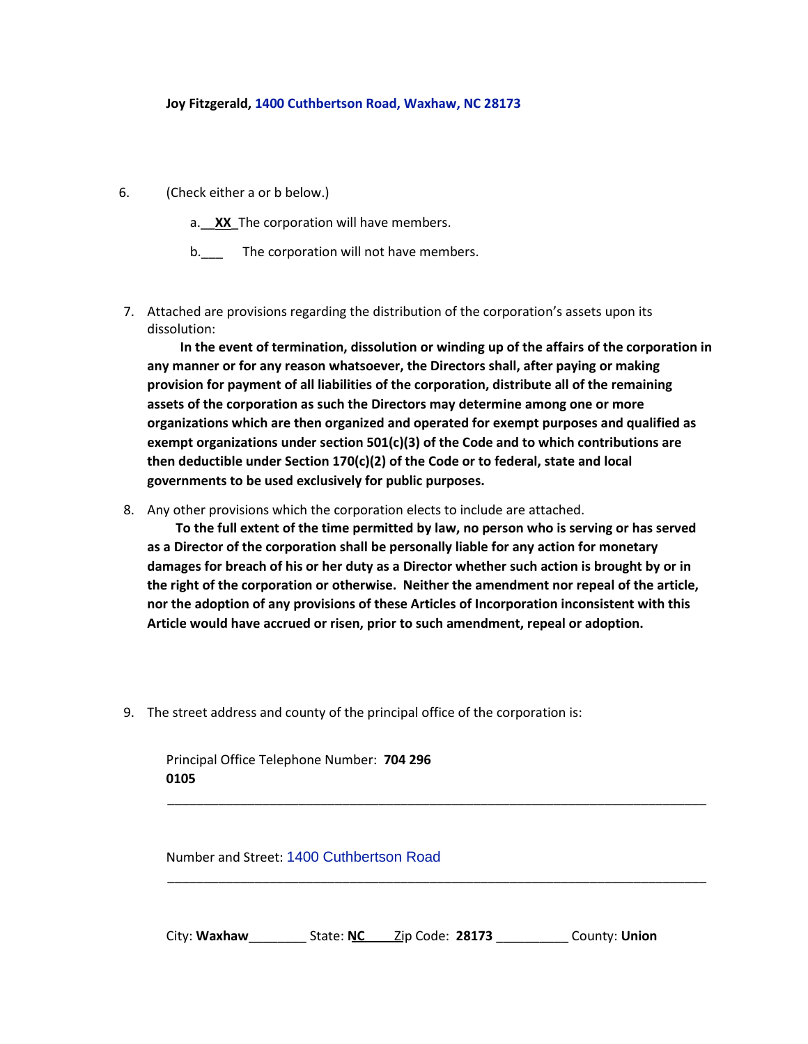**Joy Fitzgerald, 1400 Cuthbertson Road, Waxhaw, NC 28173**

6. (Check either a or b below.)

   a.__**XX**_The corporation will have members.

   b.___ The corporation will not have members.

7. Attached are provisions regarding the distribution of the corporation's assets upon its dissolution:

   **In the event of termination, dissolution or winding up of the affairs of the corporation in any manner or for any reason whatsoever, the Directors shall, after paying or making provision for payment of all liabilities of the corporation, distribute all of the remaining assets of the corporation as such the Directors may determine among one or more organizations which are then organized and operated for exempt purposes and qualified as exempt organizations under section 501(c)(3) of the Code and to which contributions are then deductible under Section 170(c)(2) of the Code or to federal, state and local governments to be used exclusively for public purposes.**

8. Any other provisions which the corporation elects to include are attached.

   **To the full extent of the time permitted by law, no person who is serving or has served as a Director of the corporation shall be personally liable for any action for monetary damages for breach of his or her duty as a Director whether such action is brought by or in the right of the corporation or otherwise. Neither the amendment nor repeal of the article, nor the adoption of any provisions of these Articles of Incorporation inconsistent with this Article would have accrued or risen, prior to such amendment, repeal or adoption.**

9. The street address and county of the principal office of the corporation is:

   Principal Office Telephone Number: **704 296 0105**

   ______________________________________________________________________________

   Number and Street: 1400 Cuthbertson Road

   ______________________________________________________________________________

   City: **Waxhaw**________ State: **NC**____Zip Code: **28173** __________ County: **Union**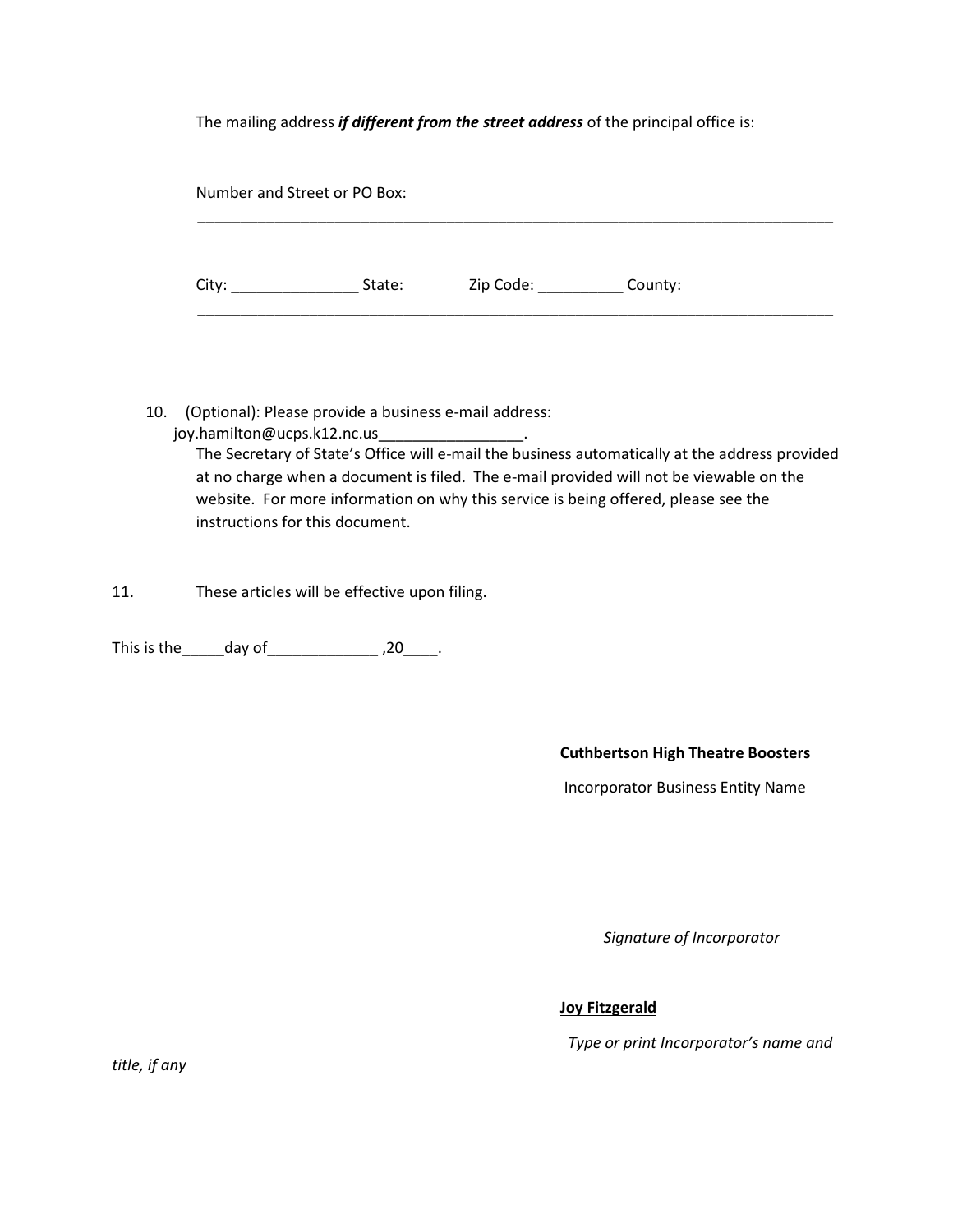The mailing address ***if different from the street address*** of the principal office is:

Number and Street or PO Box:

_______________________________________________________________________________

City: _______________ State: _______Zip Code: __________ County:

_______________________________________________________________________________

10. (Optional): Please provide a business e-mail address: joy.hamilton@ucps.k12.nc.us_________________.
    The Secretary of State's Office will e-mail the business automatically at the address provided at no charge when a document is filed. The e-mail provided will not be viewable on the website. For more information on why this service is being offered, please see the instructions for this document.

11. These articles will be effective upon filing.

This is the_____day of_____________ ,20____.

**Cuthbertson High Theatre Boosters**

Incorporator Business Entity Name

*Signature of Incorporator*

**Joy Fitzgerald**

*Type or print Incorporator's name and title, if any*